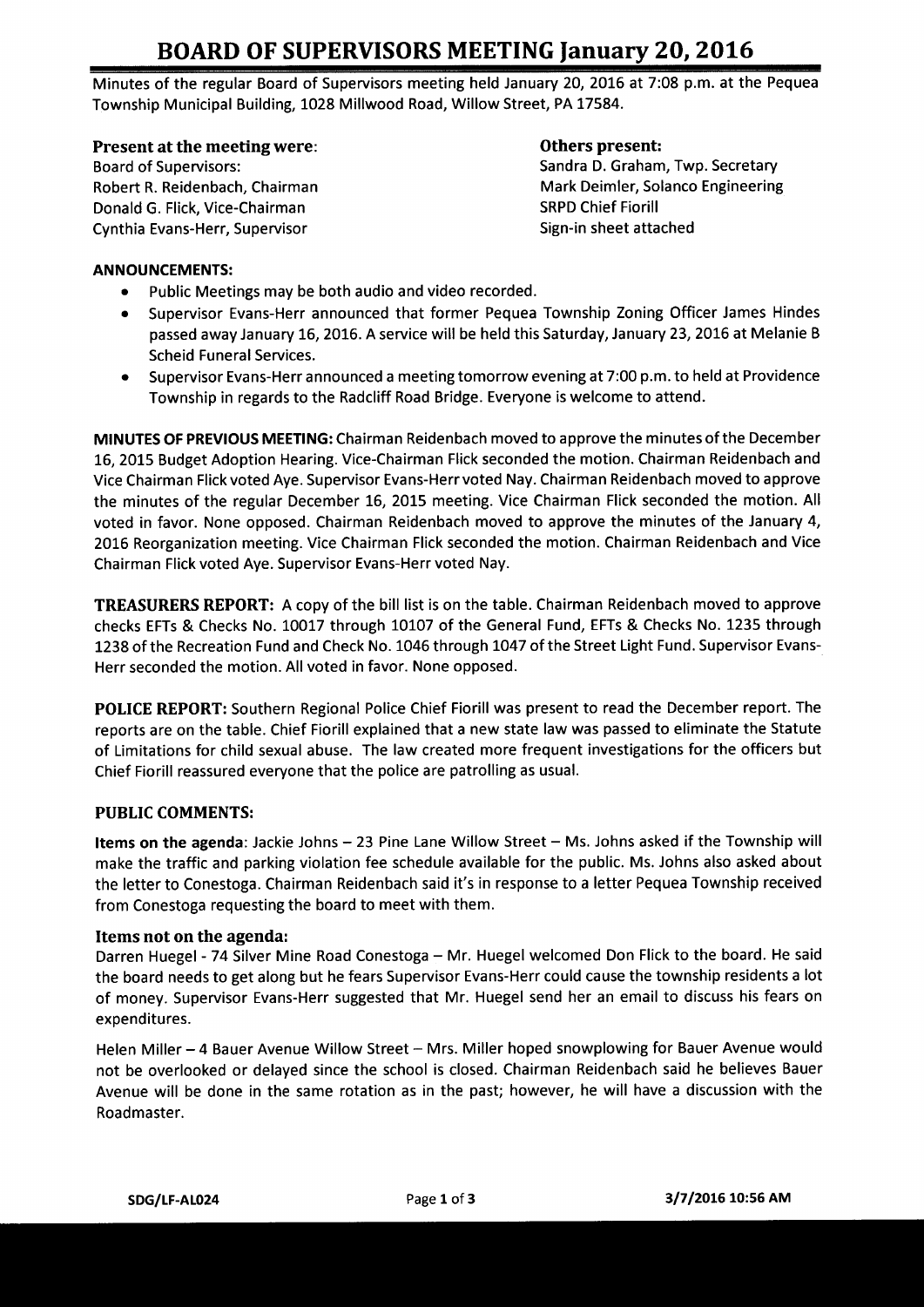# BOARD OF SUPERVISORS MEETING January 20, 2016

Minutes of the regular Board of Supervisors meeting held January 20, 2016 at 7:08 p.m. at the Pequea Township Municipal Building, 1028 Millwood Road, Willow Street, PA 17584.

**Present at the meeting were:**
Board of Supervisors:
Robert R. Reidenbach, Chairman
Donald G. Flick, Vice-Chairman
Cynthia Evans-Herr, Supervisor

**Others present:**
Sandra D. Graham, Twp. Secretary
Mark Deimler, Solanco Engineering
SRPD Chief Fiorill
Sign-in sheet attached

**ANNOUNCEMENTS:**

- Public Meetings may be both audio and video recorded.
- Supervisor Evans-Herr announced that former Pequea Township Zoning Officer James Hindes passed away January 16, 2016. A service will be held this Saturday, January 23, 2016 at Melanie B Scheid Funeral Services.
- Supervisor Evans-Herr announced a meeting tomorrow evening at 7:00 p.m. to held at Providence Township in regards to the Radcliff Road Bridge. Everyone is welcome to attend.

**MINUTES OF PREVIOUS MEETING:** Chairman Reidenbach moved to approve the minutes of the December 16, 2015 Budget Adoption Hearing. Vice-Chairman Flick seconded the motion. Chairman Reidenbach and Vice Chairman Flick voted Aye. Supervisor Evans-Herr voted Nay. Chairman Reidenbach moved to approve the minutes of the regular December 16, 2015 meeting. Vice Chairman Flick seconded the motion. All voted in favor. None opposed. Chairman Reidenbach moved to approve the minutes of the January 4, 2016 Reorganization meeting. Vice Chairman Flick seconded the motion. Chairman Reidenbach and Vice Chairman Flick voted Aye. Supervisor Evans-Herr voted Nay.

**TREASURERS REPORT:** A copy of the bill list is on the table. Chairman Reidenbach moved to approve checks EFTs & Checks No. 10017 through 10107 of the General Fund, EFTs & Checks No. 1235 through 1238 of the Recreation Fund and Check No. 1046 through 1047 of the Street Light Fund. Supervisor Evans-Herr seconded the motion. All voted in favor. None opposed.

**POLICE REPORT:** Southern Regional Police Chief Fiorill was present to read the December report. The reports are on the table. Chief Fiorill explained that a new state law was passed to eliminate the Statute of Limitations for child sexual abuse. The law created more frequent investigations for the officers but Chief Fiorill reassured everyone that the police are patrolling as usual.

**PUBLIC COMMENTS:**

**Items on the agenda**: Jackie Johns – 23 Pine Lane Willow Street – Ms. Johns asked if the Township will make the traffic and parking violation fee schedule available for the public. Ms. Johns also asked about the letter to Conestoga. Chairman Reidenbach said it's in response to a letter Pequea Township received from Conestoga requesting the board to meet with them.

**Items not on the agenda:**

Darren Huegel - 74 Silver Mine Road Conestoga – Mr. Huegel welcomed Don Flick to the board. He said the board needs to get along but he fears Supervisor Evans-Herr could cause the township residents a lot of money. Supervisor Evans-Herr suggested that Mr. Huegel send her an email to discuss his fears on expenditures.

Helen Miller – 4 Bauer Avenue Willow Street – Mrs. Miller hoped snowplowing for Bauer Avenue would not be overlooked or delayed since the school is closed. Chairman Reidenbach said he believes Bauer Avenue will be done in the same rotation as in the past; however, he will have a discussion with the Roadmaster.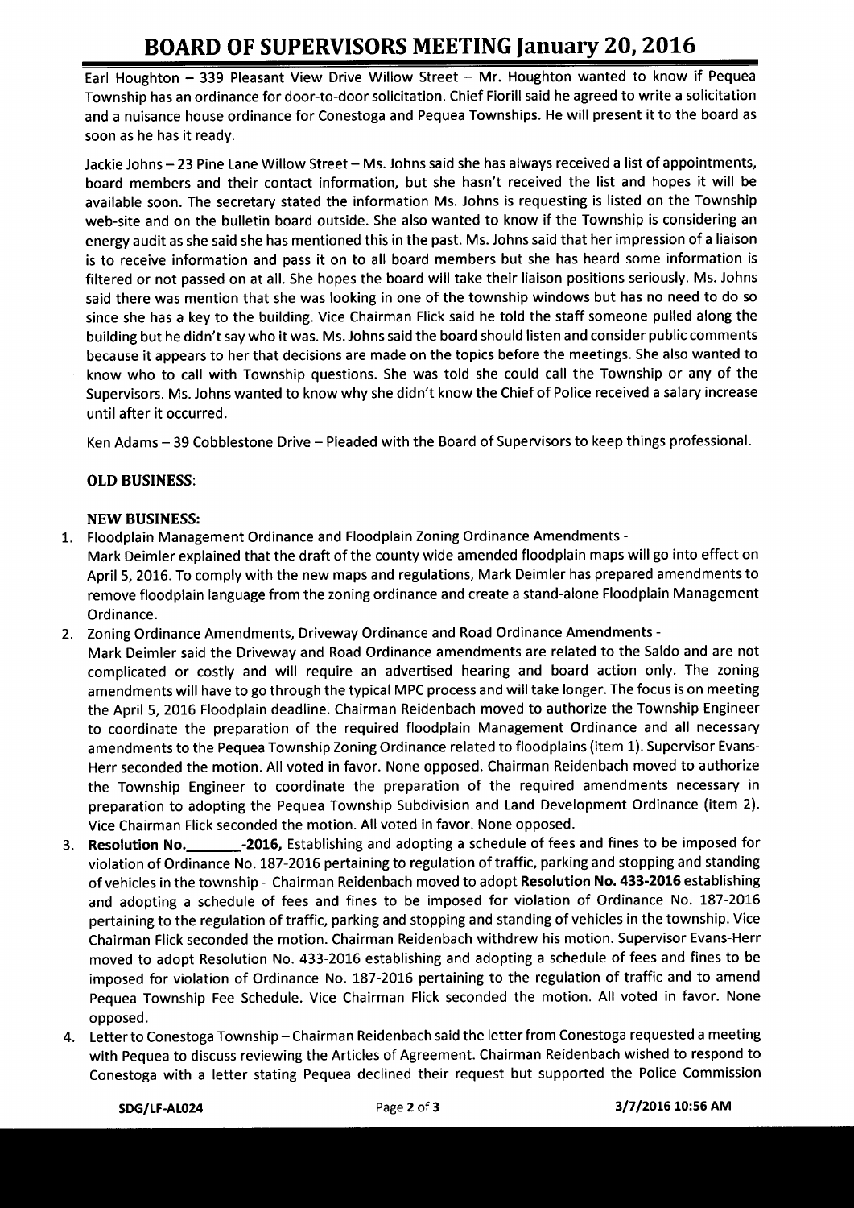Earl Houghton – 339 Pleasant View Drive Willow Street – Mr. Houghton wanted to know if Pequea Township has an ordinance for door-to-door solicitation. Chief Fiorill said he agreed to write a solicitation and a nuisance house ordinance for Conestoga and Pequea Townships. He will present it to the board as soon as he has it ready.

Jackie Johns – 23 Pine Lane Willow Street – Ms. Johns said she has always received a list of appointments, board members and their contact information, but she hasn't received the list and hopes it will be available soon. The secretary stated the information Ms. Johns is requesting is listed on the Township web-site and on the bulletin board outside. She also wanted to know if the Township is considering an energy audit as she said she has mentioned this in the past. Ms. Johns said that her impression of a liaison is to receive information and pass it on to all board members but she has heard some information is filtered or not passed on at all. She hopes the board will take their liaison positions seriously. Ms. Johns said there was mention that she was looking in one of the township windows but has no need to do so since she has a key to the building. Vice Chairman Flick said he told the staff someone pulled along the building but he didn't say who it was. Ms. Johns said the board should listen and consider public comments because it appears to her that decisions are made on the topics before the meetings. She also wanted to know who to call with Township questions. She was told she could call the Township or any of the Supervisors. Ms. Johns wanted to know why she didn't know the Chief of Police received a salary increase until after it occurred.

Ken Adams – 39 Cobblestone Drive – Pleaded with the Board of Supervisors to keep things professional.

**OLD BUSINESS**:

**NEW BUSINESS:**

1. Floodplain Management Ordinance and Floodplain Zoning Ordinance Amendments - Mark Deimler explained that the draft of the county wide amended floodplain maps will go into effect on April 5, 2016. To comply with the new maps and regulations, Mark Deimler has prepared amendments to remove floodplain language from the zoning ordinance and create a stand-alone Floodplain Management Ordinance.
2. Zoning Ordinance Amendments, Driveway Ordinance and Road Ordinance Amendments - Mark Deimler said the Driveway and Road Ordinance amendments are related to the Saldo and are not complicated or costly and will require an advertised hearing and board action only. The zoning amendments will have to go through the typical MPC process and will take longer. The focus is on meeting the April 5, 2016 Floodplain deadline. Chairman Reidenbach moved to authorize the Township Engineer to coordinate the preparation of the required floodplain Management Ordinance and all necessary amendments to the Pequea Township Zoning Ordinance related to floodplains (item 1). Supervisor Evans-Herr seconded the motion. All voted in favor. None opposed. Chairman Reidenbach moved to authorize the Township Engineer to coordinate the preparation of the required amendments necessary in preparation to adopting the Pequea Township Subdivision and Land Development Ordinance (item 2). Vice Chairman Flick seconded the motion. All voted in favor. None opposed.
3. **Resolution No.\_\_\_\_\_\_\_-2016,** Establishing and adopting a schedule of fees and fines to be imposed for violation of Ordinance No. 187-2016 pertaining to regulation of traffic, parking and stopping and standing of vehicles in the township - Chairman Reidenbach moved to adopt **Resolution No. 433-2016** establishing and adopting a schedule of fees and fines to be imposed for violation of Ordinance No. 187-2016 pertaining to the regulation of traffic, parking and stopping and standing of vehicles in the township. Vice Chairman Flick seconded the motion. Chairman Reidenbach withdrew his motion. Supervisor Evans-Herr moved to adopt Resolution No. 433-2016 establishing and adopting a schedule of fees and fines to be imposed for violation of Ordinance No. 187-2016 pertaining to the regulation of traffic and to amend Pequea Township Fee Schedule. Vice Chairman Flick seconded the motion. All voted in favor. None opposed.
4. Letter to Conestoga Township – Chairman Reidenbach said the letter from Conestoga requested a meeting with Pequea to discuss reviewing the Articles of Agreement. Chairman Reidenbach wished to respond to Conestoga with a letter stating Pequea declined their request but supported the Police Commission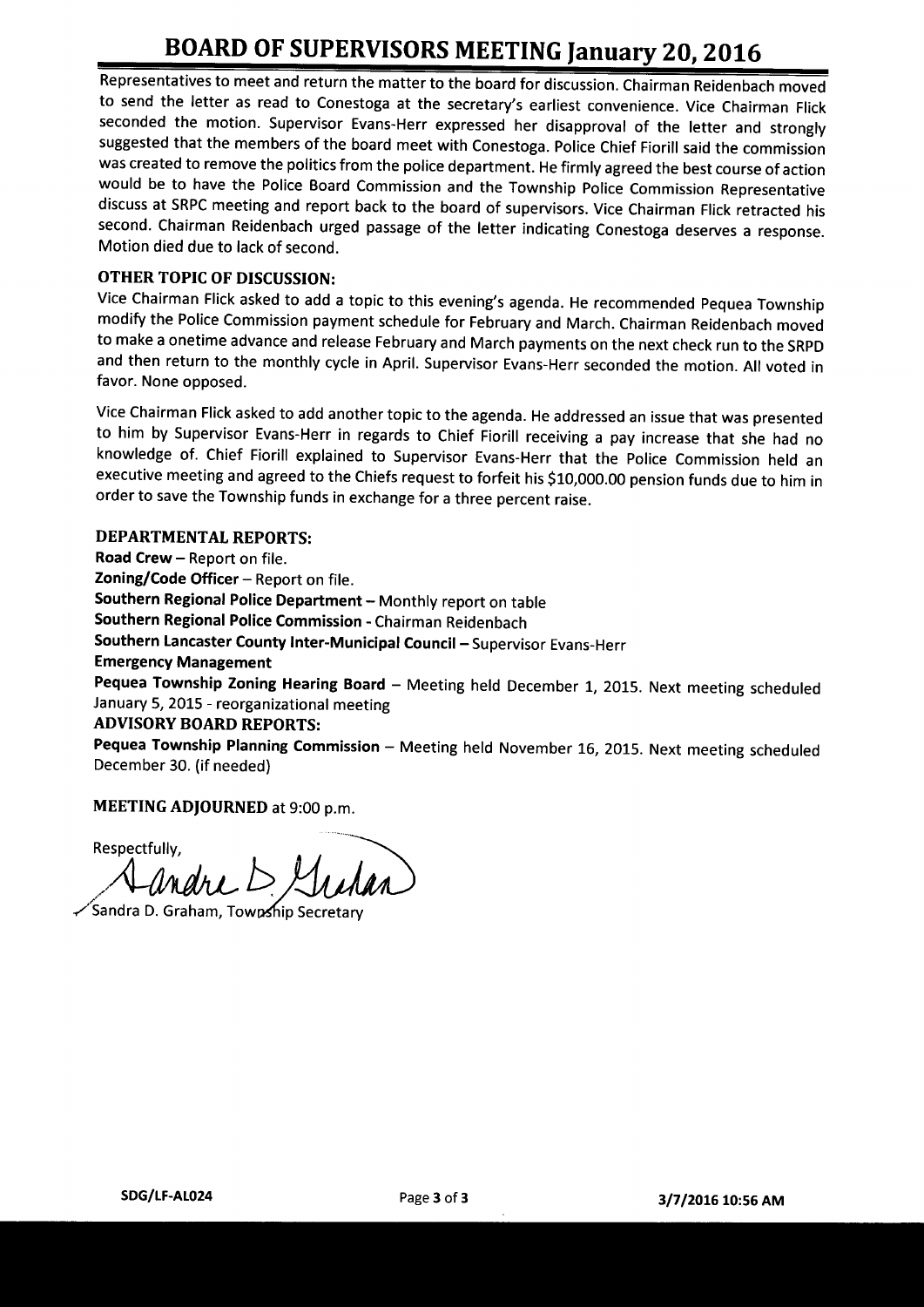# BOARD OF SUPERVISORS MEETING January 20, 2016

Representatives to meet and return the matter to the board for discussion. Chairman Reidenbach moved to send the letter as read to Conestoga at the secretary's earliest convenience. Vice Chairman Flick seconded the motion. Supervisor Evans-Herr expressed her disapproval of the letter and strongly suggested that the members of the board meet with Conestoga. Police Chief Fiorill said the commission was created to remove the politics from the police department. He firmly agreed the best course of action would be to have the Police Board Commission and the Township Police Commission Representative discuss at SRPC meeting and report back to the board of supervisors. Vice Chairman Flick retracted his second. Chairman Reidenbach urged passage of the letter indicating Conestoga deserves a response. Motion died due to lack of second.

### OTHER TOPIC OF DISCUSSION:

Vice Chairman Flick asked to add a topic to this evening's agenda. He recommended Pequea Township modify the Police Commission payment schedule for February and March. Chairman Reidenbach moved to make a onetime advance and release February and March payments on the next check run to the SRPD and then return to the monthly cycle in April. Supervisor Evans-Herr seconded the motion. All voted in favor. None opposed.

Vice Chairman Flick asked to add another topic to the agenda. He addressed an issue that was presented to him by Supervisor Evans-Herr in regards to Chief Fiorill receiving a pay increase that she had no knowledge of. Chief Fiorill explained to Supervisor Evans-Herr that the Police Commission held an executive meeting and agreed to the Chiefs request to forfeit his $10,000.00 pension funds due to him in order to save the Township funds in exchange for a three percent raise.

### DEPARTMENTAL REPORTS:

**Road Crew** – Report on file.
**Zoning/Code Officer** – Report on file.
**Southern Regional Police Department** – Monthly report on table
**Southern Regional Police Commission** - Chairman Reidenbach
**Southern Lancaster County Inter-Municipal Council** – Supervisor Evans-Herr
**Emergency Management**
**Pequea Township Zoning Hearing Board** – Meeting held December 1, 2015. Next meeting scheduled January 5, 2015 - reorganizational meeting

### ADVISORY BOARD REPORTS:

**Pequea Township Planning Commission** – Meeting held November 16, 2015. Next meeting scheduled December 30. (if needed)

**MEETING ADJOURNED** at 9:00 p.m.

Respectfully,

Sandra D. Graham, Township Secretary

SDG/LF-AL024

3/7/2016 10:56 AM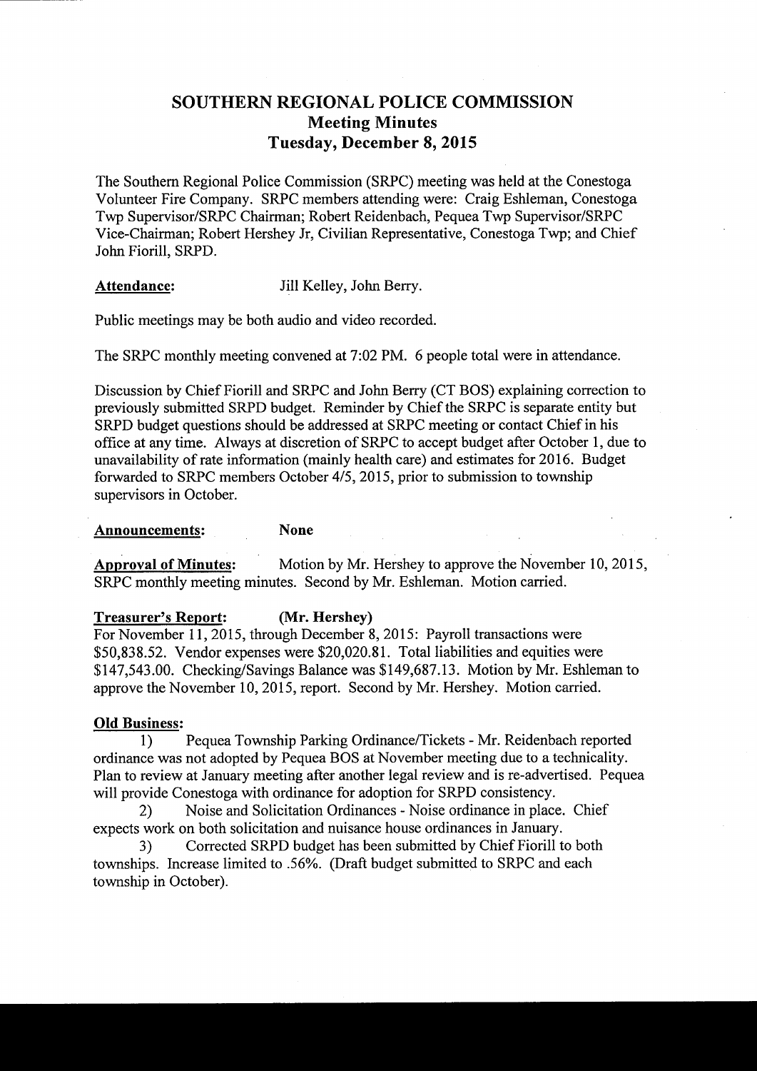# SOUTHERN REGIONAL POLICE COMMISSION
## Meeting Minutes
## Tuesday, December 8, 2015

The Southern Regional Police Commission (SRPC) meeting was held at the Conestoga Volunteer Fire Company. SRPC members attending were: Craig Eshleman, Conestoga Twp Supervisor/SRPC Chairman; Robert Reidenbach, Pequea Twp Supervisor/SRPC Vice-Chairman; Robert Hershey Jr, Civilian Representative, Conestoga Twp; and Chief John Fiorill, SRPD.

**Attendance:** Jill Kelley, John Berry.

Public meetings may be both audio and video recorded.

The SRPC monthly meeting convened at 7:02 PM. 6 people total were in attendance.

Discussion by Chief Fiorill and SRPC and John Berry (CT BOS) explaining correction to previously submitted SRPD budget. Reminder by Chief the SRPC is separate entity but SRPD budget questions should be addressed at SRPC meeting or contact Chief in his office at any time. Always at discretion of SRPC to accept budget after October 1, due to unavailability of rate information (mainly health care) and estimates for 2016. Budget forwarded to SRPC members October 4/5, 2015, prior to submission to township supervisors in October.

**Announcements:** **None**

**Approval of Minutes:** Motion by Mr. Hershey to approve the November 10, 2015, SRPC monthly meeting minutes. Second by Mr. Eshleman. Motion carried.

**Treasurer's Report:** **(Mr. Hershey)**
For November 11, 2015, through December 8, 2015: Payroll transactions were $50,838.52. Vendor expenses were $20,020.81. Total liabilities and equities were $147,543.00. Checking/Savings Balance was $149,687.13. Motion by Mr. Eshleman to approve the November 10, 2015, report. Second by Mr. Hershey. Motion carried.

**Old Business:**

1) Pequea Township Parking Ordinance/Tickets - Mr. Reidenbach reported ordinance was not adopted by Pequea BOS at November meeting due to a technicality. Plan to review at January meeting after another legal review and is re-advertised. Pequea will provide Conestoga with ordinance for adoption for SRPD consistency.

2) Noise and Solicitation Ordinances - Noise ordinance in place. Chief expects work on both solicitation and nuisance house ordinances in January.

3) Corrected SRPD budget has been submitted by Chief Fiorill to both townships. Increase limited to .56%. (Draft budget submitted to SRPC and each township in October).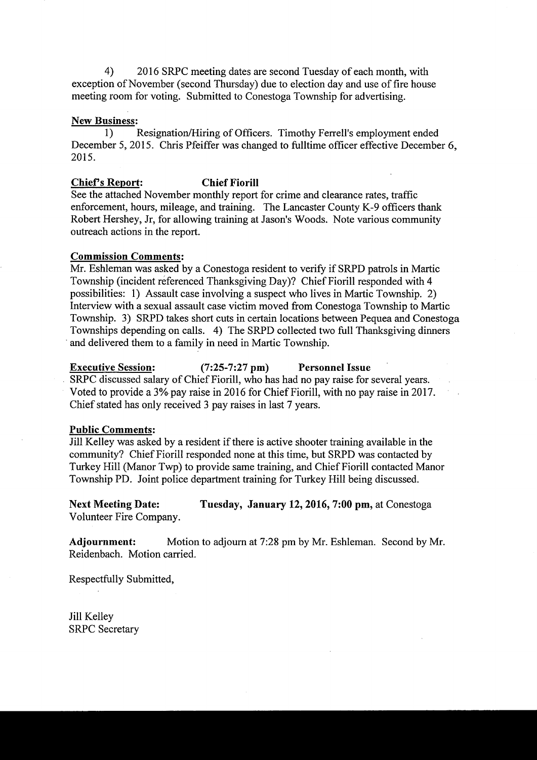4) 2016 SRPC meeting dates are second Tuesday of each month, with exception of November (second Thursday) due to election day and use of fire house meeting room for voting. Submitted to Conestoga Township for advertising.

**New Business:**

1) Resignation/Hiring of Officers. Timothy Ferrell's employment ended December 5, 2015. Chris Pfeiffer was changed to fulltime officer effective December 6, 2015.

**Chief's Report:** **Chief Fiorill**

See the attached November monthly report for crime and clearance rates, traffic enforcement, hours, mileage, and training. The Lancaster County K-9 officers thank Robert Hershey, Jr, for allowing training at Jason's Woods. Note various community outreach actions in the report.

**Commission Comments:**

Mr. Eshleman was asked by a Conestoga resident to verify if SRPD patrols in Martic Township (incident referenced Thanksgiving Day)? Chief Fiorill responded with 4 possibilities: 1) Assault case involving a suspect who lives in Martic Township. 2) Interview with a sexual assault case victim moved from Conestoga Township to Martic Township. 3) SRPD takes short cuts in certain locations between Pequea and Conestoga Townships depending on calls. 4) The SRPD collected two full Thanksgiving dinners and delivered them to a family in need in Martic Township.

**Executive Session:** **(7:25-7:27 pm)** **Personnel Issue**

SRPC discussed salary of Chief Fiorill, who has had no pay raise for several years. Voted to provide a 3% pay raise in 2016 for Chief Fiorill, with no pay raise in 2017. Chief stated has only received 3 pay raises in last 7 years.

**Public Comments:**

Jill Kelley was asked by a resident if there is active shooter training available in the community? Chief Fiorill responded none at this time, but SRPD was contacted by Turkey Hill (Manor Twp) to provide same training, and Chief Fiorill contacted Manor Township PD. Joint police department training for Turkey Hill being discussed.

**Next Meeting Date:** **Tuesday, January 12, 2016, 7:00 pm,** at Conestoga Volunteer Fire Company.

**Adjournment:** Motion to adjourn at 7:28 pm by Mr. Eshleman. Second by Mr. Reidenbach. Motion carried.

Respectfully Submitted,

Jill Kelley
SRPC Secretary